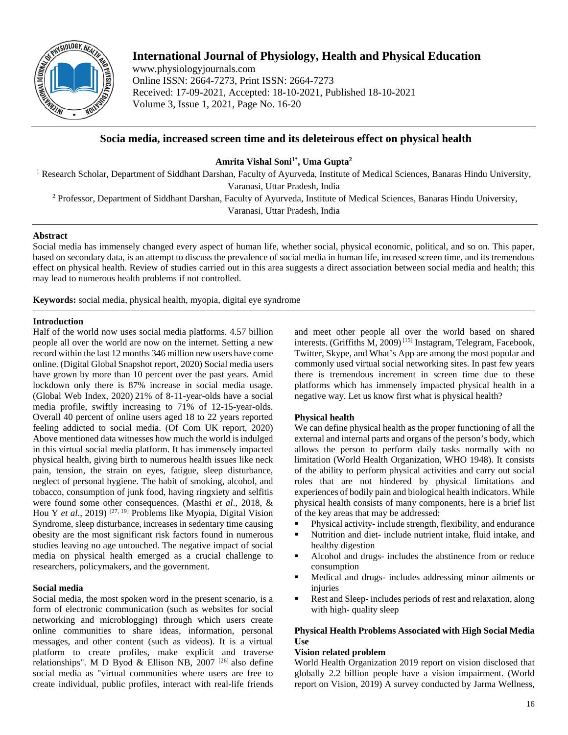# International Journal of Physiology, Health and Physical Education

www.physiologyjournals.com
Online ISSN: 2664-7273, Print ISSN: 2664-7273
Received: 17-09-2021, Accepted: 18-10-2021, Published 18-10-2021
Volume 3, Issue 1, 2021, Page No. 16-20

## Socia media, increased screen time and its deleteirous effect on physical health

**Amrita Vishal Soni[1*], Uma Gupta[2]**

[1] Research Scholar, Department of Siddhant Darshan, Faculty of Ayurveda, Institute of Medical Sciences, Banaras Hindu University, Varanasi, Uttar Pradesh, India

[2] Professor, Department of Siddhant Darshan, Faculty of Ayurveda, Institute of Medical Sciences, Banaras Hindu University, Varanasi, Uttar Pradesh, India

### Abstract

Social media has immensely changed every aspect of human life, whether social, physical economic, political, and so on. This paper, based on secondary data, is an attempt to discuss the prevalence of social media in human life, increased screen time, and its tremendous effect on physical health. Review of studies carried out in this area suggests a direct association between social media and health; this may lead to numerous health problems if not controlled.

**Keywords:** social media, physical health, myopia, digital eye syndrome

### Introduction

Half of the world now uses social media platforms. 4.57 billion people all over the world are now on the internet. Setting a new record within the last 12 months 346 million new users have come online. (Digital Global Snapshot report, 2020) Social media users have grown by more than 10 percent over the past years. Amid lockdown only there is 87% increase in social media usage. (Global Web Index, 2020) 21% of 8-11-year-olds have a social media profile, swiftly increasing to 71% of 12-15-year-olds. Overall 40 percent of online users aged 18 to 22 years reported feeling addicted to social media. (Of Com UK report, 2020) Above mentioned data witnesses how much the world is indulged in this virtual social media platform. It has immensely impacted physical health, giving birth to numerous health issues like neck pain, tension, the strain on eyes, fatigue, sleep disturbance, neglect of personal hygiene. The habit of smoking, alcohol, and tobacco, consumption of junk food, having ringxiety and selfitis were found some other consequences. (Masthi *et al*., 2018, & Hou Y *et al*., 2019) [27, 19] Problems like Myopia, Digital Vision Syndrome, sleep disturbance, increases in sedentary time causing obesity are the most significant risk factors found in numerous studies leaving no age untouched. The negative impact of social media on physical health emerged as a crucial challenge to researchers, policymakers, and the government.

### Social media

Social media, the most spoken word in the present scenario, is a form of electronic communication (such as websites for social networking and microblogging) through which users create online communities to share ideas, information, personal messages, and other content (such as videos). It is a virtual platform to create profiles, make explicit and traverse relationships". M D Byod & Ellison NB, 2007 [26] also define social media as "virtual communities where users are free to create individual, public profiles, interact with real-life friends and meet other people all over the world based on shared interests. (Griffiths M, 2009) [15] Instagram, Telegram, Facebook, Twitter, Skype, and What's App are among the most popular and commonly used virtual social networking sites. In past few years there is tremendous increment in screen time due to these platforms which has immensely impacted physical health in a negative way. Let us know first what is physical health?

### Physical health

We can define physical health as the proper functioning of all the external and internal parts and organs of the person's body, which allows the person to perform daily tasks normally with no limitation (World Health Organization, WHO 1948). It consists of the ability to perform physical activities and carry out social roles that are not hindered by physical limitations and experiences of bodily pain and biological health indicators. While physical health consists of many components, here is a brief list of the key areas that may be addressed:

- Physical activity- include strength, flexibility, and endurance
- Nutrition and diet- include nutrient intake, fluid intake, and healthy digestion
- Alcohol and drugs- includes the abstinence from or reduce consumption
- Medical and drugs- includes addressing minor ailments or injuries
- Rest and Sleep- includes periods of rest and relaxation, along with high- quality sleep

### Physical Health Problems Associated with High Social Media Use

#### Vision related problem

World Health Organization 2019 report on vision disclosed that globally 2.2 billion people have a vision impairment. (World report on Vision, 2019) A survey conducted by Jarma Wellness,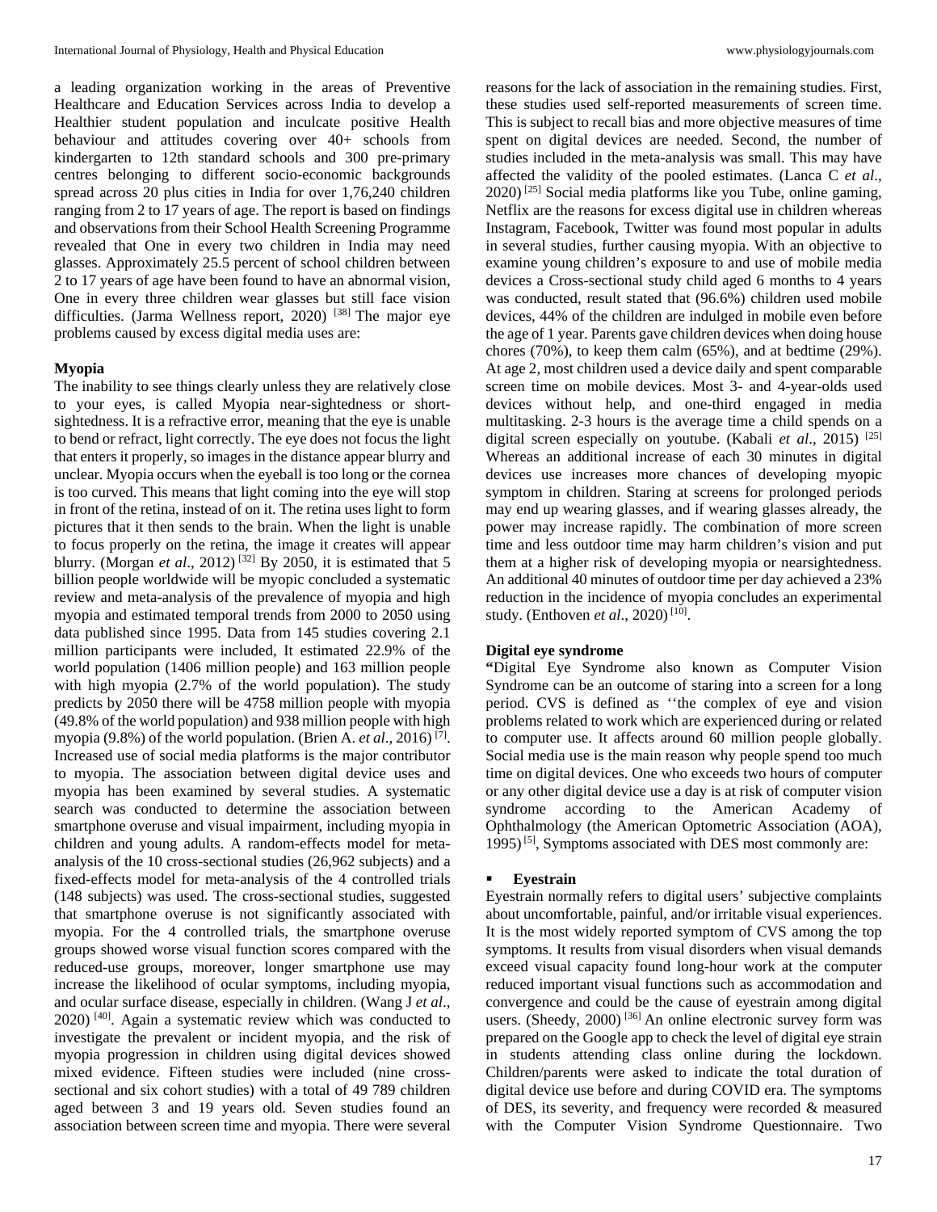a leading organization working in the areas of Preventive Healthcare and Education Services across India to develop a Healthier student population and inculcate positive Health behaviour and attitudes covering over 40+ schools from kindergarten to 12th standard schools and 300 pre-primary centres belonging to different socio-economic backgrounds spread across 20 plus cities in India for over 1,76,240 children ranging from 2 to 17 years of age. The report is based on findings and observations from their School Health Screening Programme revealed that One in every two children in India may need glasses. Approximately 25.5 percent of school children between 2 to 17 years of age have been found to have an abnormal vision, One in every three children wear glasses but still face vision difficulties. (Jarma Wellness report, 2020) [38] The major eye problems caused by excess digital media uses are:

**Myopia**

The inability to see things clearly unless they are relatively close to your eyes, is called Myopia near-sightedness or short-sightedness. It is a refractive error, meaning that the eye is unable to bend or refract, light correctly. The eye does not focus the light that enters it properly, so images in the distance appear blurry and unclear. Myopia occurs when the eyeball is too long or the cornea is too curved. This means that light coming into the eye will stop in front of the retina, instead of on it. The retina uses light to form pictures that it then sends to the brain. When the light is unable to focus properly on the retina, the image it creates will appear blurry. (Morgan *et al*., 2012) [32] By 2050, it is estimated that 5 billion people worldwide will be myopic concluded a systematic review and meta-analysis of the prevalence of myopia and high myopia and estimated temporal trends from 2000 to 2050 using data published since 1995. Data from 145 studies covering 2.1 million participants were included, It estimated 22.9% of the world population (1406 million people) and 163 million people with high myopia (2.7% of the world population). The study predicts by 2050 there will be 4758 million people with myopia (49.8% of the world population) and 938 million people with high myopia (9.8%) of the world population. (Brien A. *et al*., 2016) [7]. Increased use of social media platforms is the major contributor to myopia. The association between digital device uses and myopia has been examined by several studies. A systematic search was conducted to determine the association between smartphone overuse and visual impairment, including myopia in children and young adults. A random-effects model for meta-analysis of the 10 cross-sectional studies (26,962 subjects) and a fixed-effects model for meta-analysis of the 4 controlled trials (148 subjects) was used. The cross-sectional studies, suggested that smartphone overuse is not significantly associated with myopia. For the 4 controlled trials, the smartphone overuse groups showed worse visual function scores compared with the reduced-use groups, moreover, longer smartphone use may increase the likelihood of ocular symptoms, including myopia, and ocular surface disease, especially in children. (Wang J *et al.,* 2020) [40]. Again a systematic review which was conducted to investigate the prevalent or incident myopia, and the risk of myopia progression in children using digital devices showed mixed evidence. Fifteen studies were included (nine cross-sectional and six cohort studies) with a total of 49 789 children aged between 3 and 19 years old. Seven studies found an association between screen time and myopia. There were several reasons for the lack of association in the remaining studies. First, these studies used self-reported measurements of screen time. This is subject to recall bias and more objective measures of time spent on digital devices are needed. Second, the number of studies included in the meta-analysis was small. This may have affected the validity of the pooled estimates. (Lanca C *et al*., 2020) [25] Social media platforms like you Tube, online gaming, Netflix are the reasons for excess digital use in children whereas Instagram, Facebook, Twitter was found most popular in adults in several studies, further causing myopia. With an objective to examine young children's exposure to and use of mobile media devices a Cross-sectional study child aged 6 months to 4 years was conducted, result stated that (96.6%) children used mobile devices, 44% of the children are indulged in mobile even before the age of 1 year. Parents gave children devices when doing house chores (70%), to keep them calm (65%), and at bedtime (29%). At age 2, most children used a device daily and spent comparable screen time on mobile devices. Most 3- and 4-year-olds used devices without help, and one-third engaged in media multitasking. 2-3 hours is the average time a child spends on a digital screen especially on youtube. (Kabali *et al*., 2015) [25] Whereas an additional increase of each 30 minutes in digital devices use increases more chances of developing myopic symptom in children. Staring at screens for prolonged periods may end up wearing glasses, and if wearing glasses already, the power may increase rapidly. The combination of more screen time and less outdoor time may harm children's vision and put them at a higher risk of developing myopia or nearsightedness. An additional 40 minutes of outdoor time per day achieved a 23% reduction in the incidence of myopia concludes an experimental study. (Enthoven *et al*., 2020) [10].

**Digital eye syndrome**

**"**Digital Eye Syndrome also known as Computer Vision Syndrome can be an outcome of staring into a screen for a long period. CVS is defined as ''the complex of eye and vision problems related to work which are experienced during or related to computer use. It affects around 60 million people globally. Social media use is the main reason why people spend too much time on digital devices. One who exceeds two hours of computer or any other digital device use a day is at risk of computer vision syndrome according to the American Academy of Ophthalmology (the American Optometric Association (AOA), 1995) [5], Symptoms associated with DES most commonly are:

- **Eyestrain**

Eyestrain normally refers to digital users' subjective complaints about uncomfortable, painful, and/or irritable visual experiences. It is the most widely reported symptom of CVS among the top symptoms. It results from visual disorders when visual demands exceed visual capacity found long-hour work at the computer reduced important visual functions such as accommodation and convergence and could be the cause of eyestrain among digital users. (Sheedy, 2000) [36] An online electronic survey form was prepared on the Google app to check the level of digital eye strain in students attending class online during the lockdown. Children/parents were asked to indicate the total duration of digital device use before and during COVID era. The symptoms of DES, its severity, and frequency were recorded & measured with the Computer Vision Syndrome Questionnaire. Two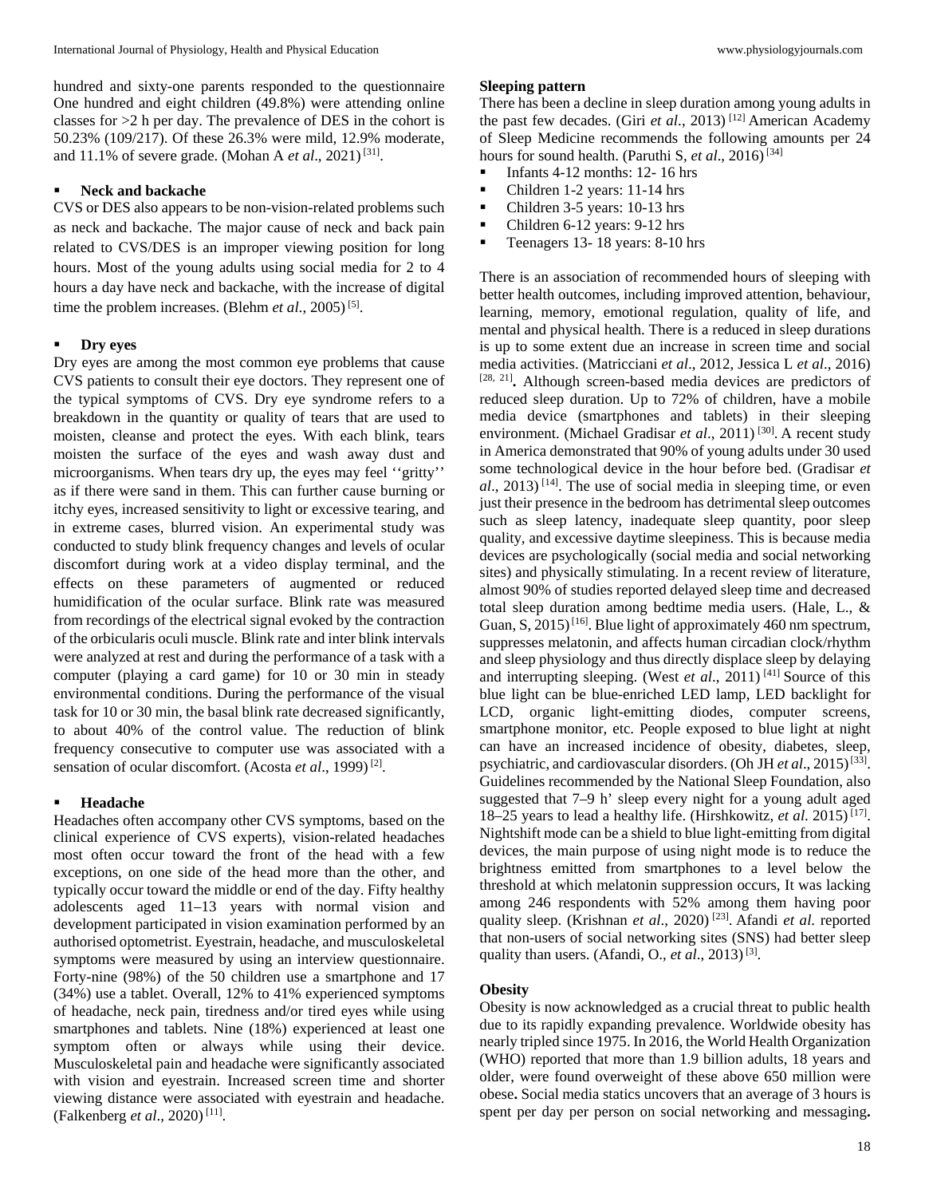hundred and sixty-one parents responded to the questionnaire One hundred and eight children (49.8%) were attending online classes for >2 h per day. The prevalence of DES in the cohort is 50.23% (109/217). Of these 26.3% were mild, 12.9% moderate, and 11.1% of severe grade. (Mohan A *et al*., 2021) [31].

- **Neck and backache**

CVS or DES also appears to be non-vision-related problems such as neck and backache. The major cause of neck and back pain related to CVS/DES is an improper viewing position for long hours. Most of the young adults using social media for 2 to 4 hours a day have neck and backache, with the increase of digital time the problem increases. (Blehm *et al.*, 2005) [5].

- **Dry eyes**

Dry eyes are among the most common eye problems that cause CVS patients to consult their eye doctors. They represent one of the typical symptoms of CVS. Dry eye syndrome refers to a breakdown in the quantity or quality of tears that are used to moisten, cleanse and protect the eyes. With each blink, tears moisten the surface of the eyes and wash away dust and microorganisms. When tears dry up, the eyes may feel ''gritty'' as if there were sand in them. This can further cause burning or itchy eyes, increased sensitivity to light or excessive tearing, and in extreme cases, blurred vision. An experimental study was conducted to study blink frequency changes and levels of ocular discomfort during work at a video display terminal, and the effects on these parameters of augmented or reduced humidification of the ocular surface. Blink rate was measured from recordings of the electrical signal evoked by the contraction of the orbicularis oculi muscle. Blink rate and inter blink intervals were analyzed at rest and during the performance of a task with a computer (playing a card game) for 10 or 30 min in steady environmental conditions. During the performance of the visual task for 10 or 30 min, the basal blink rate decreased significantly, to about 40% of the control value. The reduction of blink frequency consecutive to computer use was associated with a sensation of ocular discomfort. (Acosta *et al*., 1999) [2].

- **Headache**

Headaches often accompany other CVS symptoms, based on the clinical experience of CVS experts), vision-related headaches most often occur toward the front of the head with a few exceptions, on one side of the head more than the other, and typically occur toward the middle or end of the day. Fifty healthy adolescents aged 11–13 years with normal vision and development participated in vision examination performed by an authorised optometrist. Eyestrain, headache, and musculoskeletal symptoms were measured by using an interview questionnaire. Forty-nine (98%) of the 50 children use a smartphone and 17 (34%) use a tablet. Overall, 12% to 41% experienced symptoms of headache, neck pain, tiredness and/or tired eyes while using smartphones and tablets. Nine (18%) experienced at least one symptom often or always while using their device. Musculoskeletal pain and headache were significantly associated with vision and eyestrain. Increased screen time and shorter viewing distance were associated with eyestrain and headache. (Falkenberg *et al*., 2020) [11].

**Sleeping pattern**

There has been a decline in sleep duration among young adults in the past few decades. (Giri *et al*., 2013) [12] American Academy of Sleep Medicine recommends the following amounts per 24 hours for sound health. (Paruthi S, *et al*., 2016) [34]

- Infants 4-12 months: 12- 16 hrs
- Children 1-2 years: 11-14 hrs
- Children 3-5 years: 10-13 hrs
- Children 6-12 years: 9-12 hrs
- Teenagers 13- 18 years: 8-10 hrs

There is an association of recommended hours of sleeping with better health outcomes, including improved attention, behaviour, learning, memory, emotional regulation, quality of life, and mental and physical health. There is a reduced in sleep durations is up to some extent due an increase in screen time and social media activities. (Matricciani *et al*., 2012, Jessica L *et al*., 2016) [28, 21]**.** Although screen-based media devices are predictors of reduced sleep duration. Up to 72% of children, have a mobile media device (smartphones and tablets) in their sleeping environment. (Michael Gradisar *et al*., 2011) [30]. A recent study in America demonstrated that 90% of young adults under 30 used some technological device in the hour before bed. (Gradisar *et al*., 2013) [14]. The use of social media in sleeping time, or even just their presence in the bedroom has detrimental sleep outcomes such as sleep latency, inadequate sleep quantity, poor sleep quality, and excessive daytime sleepiness. This is because media devices are psychologically (social media and social networking sites) and physically stimulating. In a recent review of literature, almost 90% of studies reported delayed sleep time and decreased total sleep duration among bedtime media users. (Hale, L., & Guan, S, 2015) [16]. Blue light of approximately 460 nm spectrum, suppresses melatonin, and affects human circadian clock/rhythm and sleep physiology and thus directly displace sleep by delaying and interrupting sleeping. (West *et al*., 2011) [41] Source of this blue light can be blue-enriched LED lamp, LED backlight for LCD, organic light-emitting diodes, computer screens, smartphone monitor, etc. People exposed to blue light at night can have an increased incidence of obesity, diabetes, sleep, psychiatric, and cardiovascular disorders. (Oh JH *et al*., 2015) [33]. Guidelines recommended by the National Sleep Foundation, also suggested that 7–9 h' sleep every night for a young adult aged 18–25 years to lead a healthy life. (Hirshkowitz, *et al*. 2015) [17]. Nightshift mode can be a shield to blue light-emitting from digital devices, the main purpose of using night mode is to reduce the brightness emitted from smartphones to a level below the threshold at which melatonin suppression occurs, It was lacking among 246 respondents with 52% among them having poor quality sleep. (Krishnan *et al*., 2020) [23]. Afandi *et al*. reported that non-users of social networking sites (SNS) had better sleep quality than users. (Afandi, O., *et al*., 2013) [3].

**Obesity**

Obesity is now acknowledged as a crucial threat to public health due to its rapidly expanding prevalence. Worldwide obesity has nearly tripled since 1975. In 2016, the World Health Organization (WHO) reported that more than 1.9 billion adults, 18 years and older, were found overweight of these above 650 million were obese**.** Social media statics uncovers that an average of 3 hours is spent per day per person on social networking and messaging**.**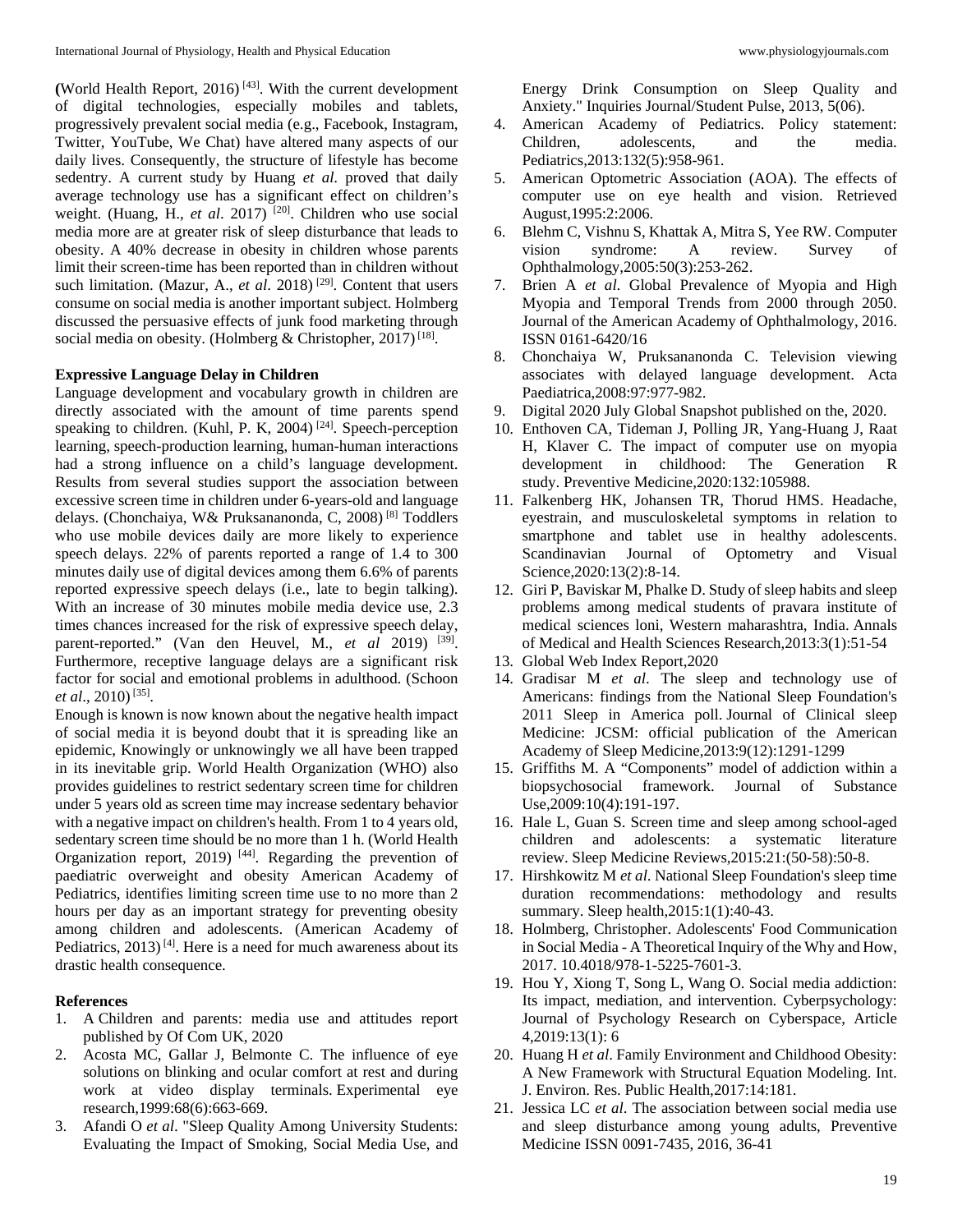**(**World Health Report, 2016) [43]. With the current development of digital technologies, especially mobiles and tablets, progressively prevalent social media (e.g., Facebook, Instagram, Twitter, YouTube, We Chat) have altered many aspects of our daily lives. Consequently, the structure of lifestyle has become sedentry. A current study by Huang *et al.* proved that daily average technology use has a significant effect on children's weight. (Huang, H., *et al*. 2017) [20]. Children who use social media more are at greater risk of sleep disturbance that leads to obesity. A 40% decrease in obesity in children whose parents limit their screen-time has been reported than in children without such limitation. (Mazur, A., *et al*. 2018) [29]. Content that users consume on social media is another important subject. Holmberg discussed the persuasive effects of junk food marketing through social media on obesity. (Holmberg & Christopher, 2017) [18].

**Expressive Language Delay in Children**

Language development and vocabulary growth in children are directly associated with the amount of time parents spend speaking to children. (Kuhl, P. K, 2004) [24]. Speech-perception learning, speech-production learning, human-human interactions had a strong influence on a child's language development. Results from several studies support the association between excessive screen time in children under 6-years-old and language delays. (Chonchaiya, W& Pruksananonda, C, 2008) [8] Toddlers who use mobile devices daily are more likely to experience speech delays. 22% of parents reported a range of 1.4 to 300 minutes daily use of digital devices among them 6.6% of parents reported expressive speech delays (i.e., late to begin talking). With an increase of 30 minutes mobile media device use, 2.3 times chances increased for the risk of expressive speech delay, parent-reported." (Van den Heuvel, M., *et al* 2019) [39]. Furthermore, receptive language delays are a significant risk factor for social and emotional problems in adulthood. (Schoon *et al*., 2010) [35].

Enough is known is now known about the negative health impact of social media it is beyond doubt that it is spreading like an epidemic, Knowingly or unknowingly we all have been trapped in its inevitable grip. World Health Organization (WHO) also provides guidelines to restrict sedentary screen time for children under 5 years old as screen time may increase sedentary behavior with a negative impact on children's health. From 1 to 4 years old, sedentary screen time should be no more than 1 h. (World Health Organization report, 2019) [44]. Regarding the prevention of paediatric overweight and obesity American Academy of Pediatrics, identifies limiting screen time use to no more than 2 hours per day as an important strategy for preventing obesity among children and adolescents. (American Academy of Pediatrics, 2013) [4]. Here is a need for much awareness about its drastic health consequence.

**References**

1. A Children and parents: media use and attitudes report published by Of Com UK, 2020
2. Acosta MC, Gallar J, Belmonte C. The influence of eye solutions on blinking and ocular comfort at rest and during work at video display terminals. Experimental eye research,1999:68(6):663-669.
3. Afandi O *et al*. "Sleep Quality Among University Students: Evaluating the Impact of Smoking, Social Media Use, and Energy Drink Consumption on Sleep Quality and Anxiety." Inquiries Journal/Student Pulse, 2013, 5(06).
4. American Academy of Pediatrics. Policy statement: Children, adolescents, and the media. Pediatrics,2013:132(5):958-961.
5. American Optometric Association (AOA). The effects of computer use on eye health and vision. Retrieved August,1995:2:2006.
6. Blehm C, Vishnu S, Khattak A, Mitra S, Yee RW. Computer vision syndrome: A review. Survey of Ophthalmology,2005:50(3):253-262.
7. Brien A *et al*. Global Prevalence of Myopia and High Myopia and Temporal Trends from 2000 through 2050. Journal of the American Academy of Ophthalmology, 2016. ISSN 0161-6420/16
8. Chonchaiya W, Pruksananonda C. Television viewing associates with delayed language development. Acta Paediatrica,2008:97:977-982.
9. Digital 2020 July Global Snapshot published on the, 2020.
10. Enthoven CA, Tideman J, Polling JR, Yang-Huang J, Raat H, Klaver C. The impact of computer use on myopia development in childhood: The Generation R study. Preventive Medicine,2020:132:105988.
11. Falkenberg HK, Johansen TR, Thorud HMS. Headache, eyestrain, and musculoskeletal symptoms in relation to smartphone and tablet use in healthy adolescents. Scandinavian Journal of Optometry and Visual Science,2020:13(2):8-14.
12. Giri P, Baviskar M, Phalke D. Study of sleep habits and sleep problems among medical students of pravara institute of medical sciences loni, Western maharashtra, India. Annals of Medical and Health Sciences Research,2013:3(1):51-54
13. Global Web Index Report,2020
14. Gradisar M *et al*. The sleep and technology use of Americans: findings from the National Sleep Foundation's 2011 Sleep in America poll. Journal of Clinical sleep Medicine: JCSM: official publication of the American Academy of Sleep Medicine,2013:9(12):1291-1299
15. Griffiths M. A "Components" model of addiction within a biopsychosocial framework. Journal of Substance Use,2009:10(4):191-197.
16. Hale L, Guan S. Screen time and sleep among school-aged children and adolescents: a systematic literature review. Sleep Medicine Reviews,2015:21:(50-58):50-8.
17. Hirshkowitz M *et al.* National Sleep Foundation's sleep time duration recommendations: methodology and results summary. Sleep health,2015:1(1):40-43.
18. Holmberg, Christopher. Adolescents' Food Communication in Social Media - A Theoretical Inquiry of the Why and How, 2017. 10.4018/978-1-5225-7601-3.
19. Hou Y, Xiong T, Song L, Wang O. Social media addiction: Its impact, mediation, and intervention. Cyberpsychology: Journal of Psychology Research on Cyberspace, Article 4,2019:13(1): 6
20. Huang H *et al*. Family Environment and Childhood Obesity: A New Framework with Structural Equation Modeling. Int. J. Environ. Res. Public Health,2017:14:181.
21. Jessica LC *et al*. The association between social media use and sleep disturbance among young adults, Preventive Medicine ISSN 0091-7435, 2016, 36-41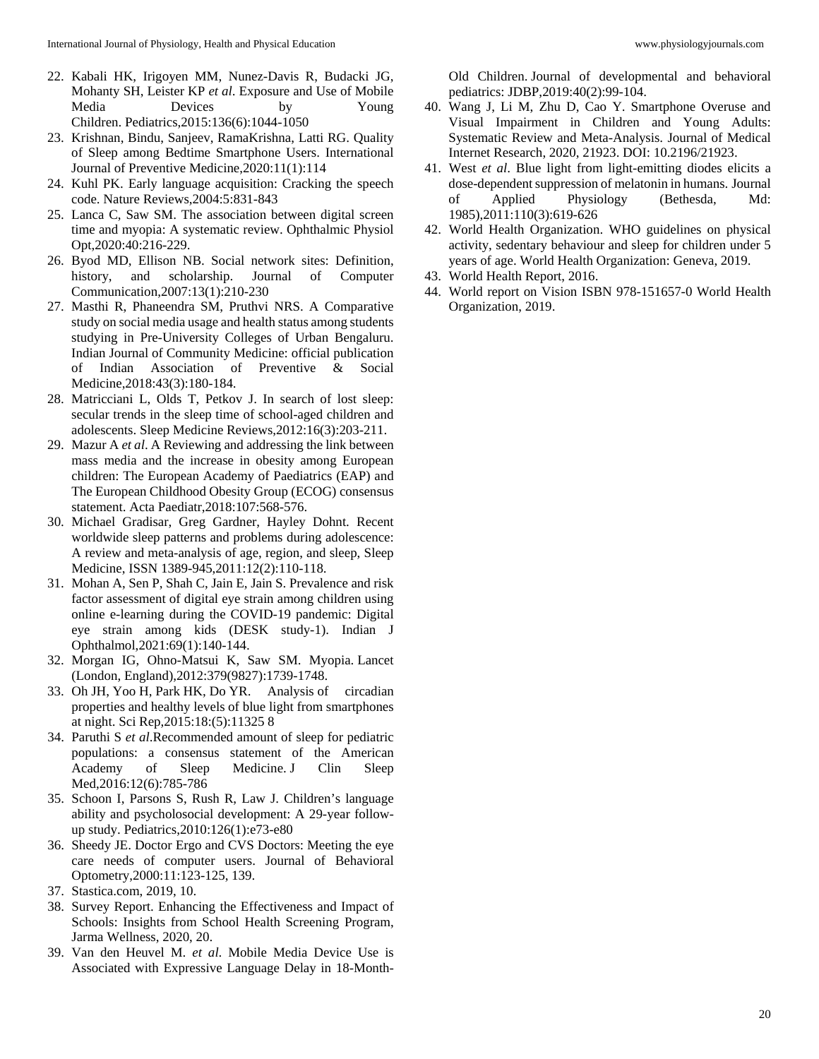22. Kabali HK, Irigoyen MM, Nunez-Davis R, Budacki JG, Mohanty SH, Leister KP *et al*. Exposure and Use of Mobile Media Devices by Young Children. Pediatrics,2015:136(6):1044-1050
23. Krishnan, Bindu, Sanjeev, RamaKrishna, Latti RG. Quality of Sleep among Bedtime Smartphone Users. International Journal of Preventive Medicine,2020:11(1):114
24. Kuhl PK. Early language acquisition: Cracking the speech code. Nature Reviews,2004:5:831-843
25. Lanca C, Saw SM. The association between digital screen time and myopia: A systematic review. Ophthalmic Physiol Opt,2020:40:216-229.
26. Byod MD, Ellison NB. Social network sites: Definition, history, and scholarship. Journal of Computer Communication,2007:13(1):210-230
27. Masthi R, Phaneendra SM, Pruthvi NRS. A Comparative study on social media usage and health status among students studying in Pre-University Colleges of Urban Bengaluru. Indian Journal of Community Medicine: official publication of Indian Association of Preventive & Social Medicine,2018:43(3):180-184.
28. Matricciani L, Olds T, Petkov J. In search of lost sleep: secular trends in the sleep time of school-aged children and adolescents. Sleep Medicine Reviews,2012:16(3):203-211.
29. Mazur A *et al*. A Reviewing and addressing the link between mass media and the increase in obesity among European children: The European Academy of Paediatrics (EAP) and The European Childhood Obesity Group (ECOG) consensus statement. Acta Paediatr,2018:107:568-576.
30. Michael Gradisar, Greg Gardner, Hayley Dohnt. Recent worldwide sleep patterns and problems during adolescence: A review and meta-analysis of age, region, and sleep, Sleep Medicine, ISSN 1389-945,2011:12(2):110-118.
31. Mohan A, Sen P, Shah C, Jain E, Jain S. Prevalence and risk factor assessment of digital eye strain among children using online e-learning during the COVID-19 pandemic: Digital eye strain among kids (DESK study-1). Indian J Ophthalmol,2021:69(1):140-144.
32. Morgan IG, Ohno-Matsui K, Saw SM. Myopia. Lancet (London, England),2012:379(9827):1739-1748.
33. Oh JH, Yoo H, Park HK, Do YR. Analysis of circadian properties and healthy levels of blue light from smartphones at night. Sci Rep,2015:18:(5):11325 8
34. Paruthi S *et al*.Recommended amount of sleep for pediatric populations: a consensus statement of the American Academy of Sleep Medicine. J Clin Sleep Med,2016:12(6):785-786
35. Schoon I, Parsons S, Rush R, Law J. Children's language ability and psycholosocial development: A 29-year follow-up study. Pediatrics,2010:126(1):e73-e80
36. Sheedy JE. Doctor Ergo and CVS Doctors: Meeting the eye care needs of computer users. Journal of Behavioral Optometry,2000:11:123-125, 139.
37. Stastica.com, 2019, 10.
38. Survey Report. Enhancing the Effectiveness and Impact of Schools: Insights from School Health Screening Program, Jarma Wellness, 2020, 20.
39. Van den Heuvel M. *et al*. Mobile Media Device Use is Associated with Expressive Language Delay in 18-Month-Old Children. Journal of developmental and behavioral pediatrics: JDBP,2019:40(2):99-104.
40. Wang J, Li M, Zhu D, Cao Y. Smartphone Overuse and Visual Impairment in Children and Young Adults: Systematic Review and Meta-Analysis. Journal of Medical Internet Research, 2020, 21923. DOI: 10.2196/21923.
41. West *et al*. Blue light from light-emitting diodes elicits a dose-dependent suppression of melatonin in humans. Journal of Applied Physiology (Bethesda, Md: 1985),2011:110(3):619-626
42. World Health Organization. WHO guidelines on physical activity, sedentary behaviour and sleep for children under 5 years of age. World Health Organization: Geneva, 2019.
43. World Health Report, 2016.
44. World report on Vision ISBN 978-151657-0 World Health Organization, 2019.